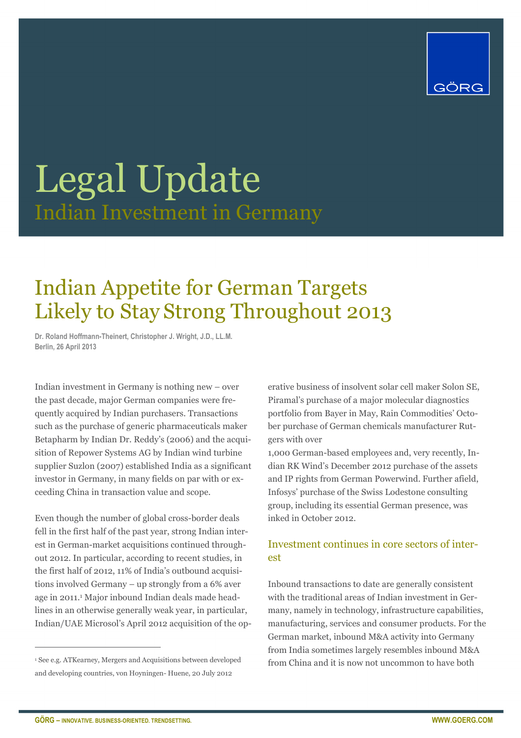# Legal Update

## Indian Investment in Germany

# Indian Appetite for German Targets Likely to Stay Strong Throughout 2013

**Dr. Roland Hoffmann-Theinert, Christopher J. Wright, J.D., LL.M.**
**Berlin, 26 April 2013**

Indian investment in Germany is nothing new – over the past decade, major German companies were frequently acquired by Indian purchasers. Transactions such as the purchase of generic pharmaceuticals maker Betapharm by Indian Dr. Reddy's (2006) and the acquisition of Repower Systems AG by Indian wind turbine supplier Suzlon (2007) established India as a significant investor in Germany, in many fields on par with or exceeding China in transaction value and scope.

Even though the number of global cross-border deals fell in the first half of the past year, strong Indian interest in German-market acquisitions continued throughout 2012. In particular, according to recent studies, in the first half of 2012, 11% of India's outbound acquisitions involved Germany – up strongly from a 6% average in 2011.[1] Major inbound Indian deals made headlines in an otherwise generally weak year, in particular, Indian/UAE Microsol's April 2012 acquisition of the operative business of insolvent solar cell maker Solon SE, Piramal's purchase of a major molecular diagnostics portfolio from Bayer in May, Rain Commodities' October purchase of German chemicals manufacturer Rutgers with over 1,000 German-based employees and, very recently, Indian RK Wind's December 2012 purchase of the assets and IP rights from German Powerwind. Further afield, Infosys' purchase of the Swiss Lodestone consulting group, including its essential German presence, was inked in October 2012.

## Investment continues in core sectors of interest

Inbound transactions to date are generally consistent with the traditional areas of Indian investment in Germany, namely in technology, infrastructure capabilities, manufacturing, services and consumer products. For the German market, inbound M&A activity into Germany from India sometimes largely resembles inbound M&A from China and it is now not uncommon to have both

---

[1] See e.g. ATKearney, Mergers and Acquisitions between developed and developing countries, von Hoyningen- Huene, 20 July 2012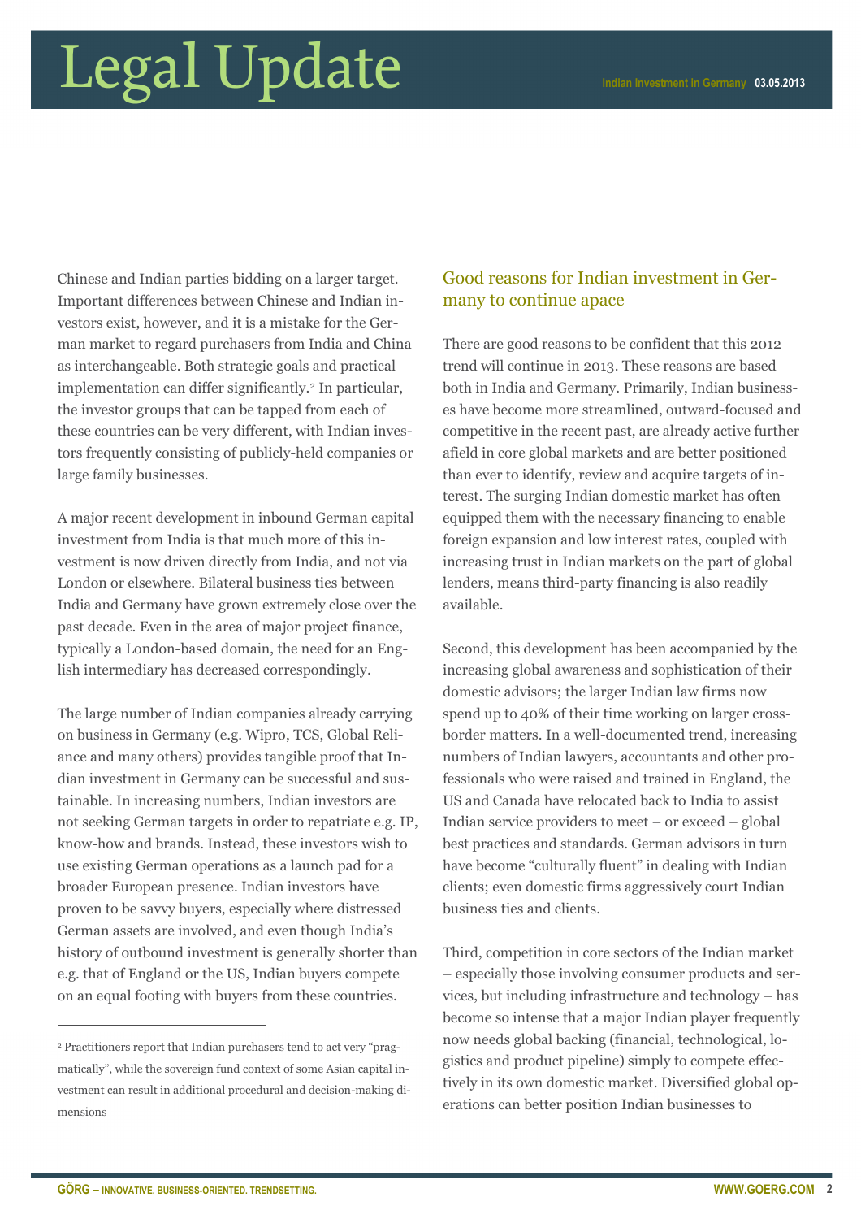Chinese and Indian parties bidding on a larger target. Important differences between Chinese and Indian investors exist, however, and it is a mistake for the German market to regard purchasers from India and China as interchangeable. Both strategic goals and practical implementation can differ significantly.[2] In particular, the investor groups that can be tapped from each of these countries can be very different, with Indian investors frequently consisting of publicly-held companies or large family businesses.

A major recent development in inbound German capital investment from India is that much more of this investment is now driven directly from India, and not via London or elsewhere. Bilateral business ties between India and Germany have grown extremely close over the past decade. Even in the area of major project finance, typically a London-based domain, the need for an English intermediary has decreased correspondingly.

The large number of Indian companies already carrying on business in Germany (e.g. Wipro, TCS, Global Reliance and many others) provides tangible proof that Indian investment in Germany can be successful and sustainable. In increasing numbers, Indian investors are not seeking German targets in order to repatriate e.g. IP, know-how and brands. Instead, these investors wish to use existing German operations as a launch pad for a broader European presence. Indian investors have proven to be savvy buyers, especially where distressed German assets are involved, and even though India's history of outbound investment is generally shorter than e.g. that of England or the US, Indian buyers compete on an equal footing with buyers from these countries.

[2] Practitioners report that Indian purchasers tend to act very "pragmatically", while the sovereign fund context of some Asian capital investment can result in additional procedural and decision-making dimensions

## Good reasons for Indian investment in Germany to continue apace

There are good reasons to be confident that this 2012 trend will continue in 2013. These reasons are based both in India and Germany. Primarily, Indian businesses have become more streamlined, outward-focused and competitive in the recent past, are already active further afield in core global markets and are better positioned than ever to identify, review and acquire targets of interest. The surging Indian domestic market has often equipped them with the necessary financing to enable foreign expansion and low interest rates, coupled with increasing trust in Indian markets on the part of global lenders, means third-party financing is also readily available.

Second, this development has been accompanied by the increasing global awareness and sophistication of their domestic advisors; the larger Indian law firms now spend up to 40% of their time working on larger cross-border matters. In a well-documented trend, increasing numbers of Indian lawyers, accountants and other professionals who were raised and trained in England, the US and Canada have relocated back to India to assist Indian service providers to meet – or exceed – global best practices and standards. German advisors in turn have become "culturally fluent" in dealing with Indian clients; even domestic firms aggressively court Indian business ties and clients.

Third, competition in core sectors of the Indian market – especially those involving consumer products and services, but including infrastructure and technology – has become so intense that a major Indian player frequently now needs global backing (financial, technological, logistics and product pipeline) simply to compete effectively in its own domestic market. Diversified global operations can better position Indian businesses to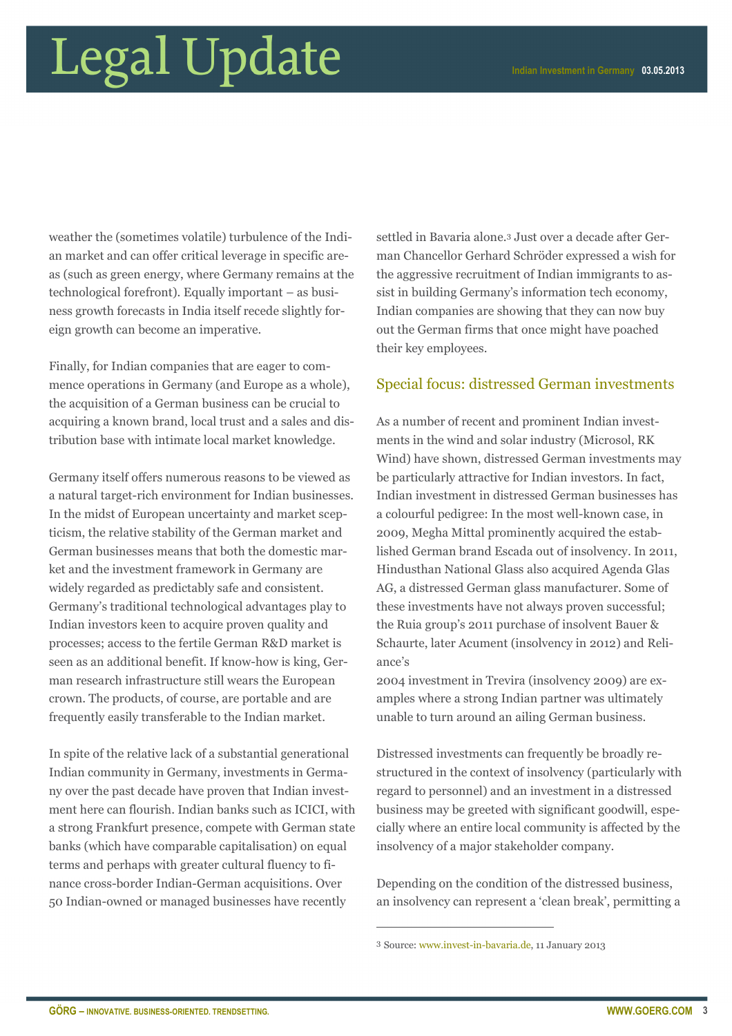weather the (sometimes volatile) turbulence of the Indian market and can offer critical leverage in specific areas (such as green energy, where Germany remains at the technological forefront). Equally important – as business growth forecasts in India itself recede slightly foreign growth can become an imperative.

Finally, for Indian companies that are eager to commence operations in Germany (and Europe as a whole), the acquisition of a German business can be crucial to acquiring a known brand, local trust and a sales and distribution base with intimate local market knowledge.

Germany itself offers numerous reasons to be viewed as a natural target-rich environment for Indian businesses. In the midst of European uncertainty and market scepticism, the relative stability of the German market and German businesses means that both the domestic market and the investment framework in Germany are widely regarded as predictably safe and consistent. Germany's traditional technological advantages play to Indian investors keen to acquire proven quality and processes; access to the fertile German R&D market is seen as an additional benefit. If know-how is king, German research infrastructure still wears the European crown. The products, of course, are portable and are frequently easily transferable to the Indian market.

In spite of the relative lack of a substantial generational Indian community in Germany, investments in Germany over the past decade have proven that Indian investment here can flourish. Indian banks such as ICICI, with a strong Frankfurt presence, compete with German state banks (which have comparable capitalisation) on equal terms and perhaps with greater cultural fluency to finance cross-border Indian-German acquisitions. Over 50 Indian-owned or managed businesses have recently settled in Bavaria alone.[3] Just over a decade after German Chancellor Gerhard Schröder expressed a wish for the aggressive recruitment of Indian immigrants to assist in building Germany's information tech economy, Indian companies are showing that they can now buy out the German firms that once might have poached their key employees.

## Special focus: distressed German investments

As a number of recent and prominent Indian investments in the wind and solar industry (Microsol, RK Wind) have shown, distressed German investments may be particularly attractive for Indian investors. In fact, Indian investment in distressed German businesses has a colourful pedigree: In the most well-known case, in 2009, Megha Mittal prominently acquired the established German brand Escada out of insolvency. In 2011, Hindusthan National Glass also acquired Agenda Glas AG, a distressed German glass manufacturer. Some of these investments have not always proven successful; the Ruia group's 2011 purchase of insolvent Bauer & Schaurte, later Acument (insolvency in 2012) and Reliance's 2004 investment in Trevira (insolvency 2009) are examples where a strong Indian partner was ultimately unable to turn around an ailing German business.

Distressed investments can frequently be broadly restructured in the context of insolvency (particularly with regard to personnel) and an investment in a distressed business may be greeted with significant goodwill, especially where an entire local community is affected by the insolvency of a major stakeholder company.

Depending on the condition of the distressed business, an insolvency can represent a 'clean break', permitting a

[3] Source: www.invest-in-bavaria.de, 11 January 2013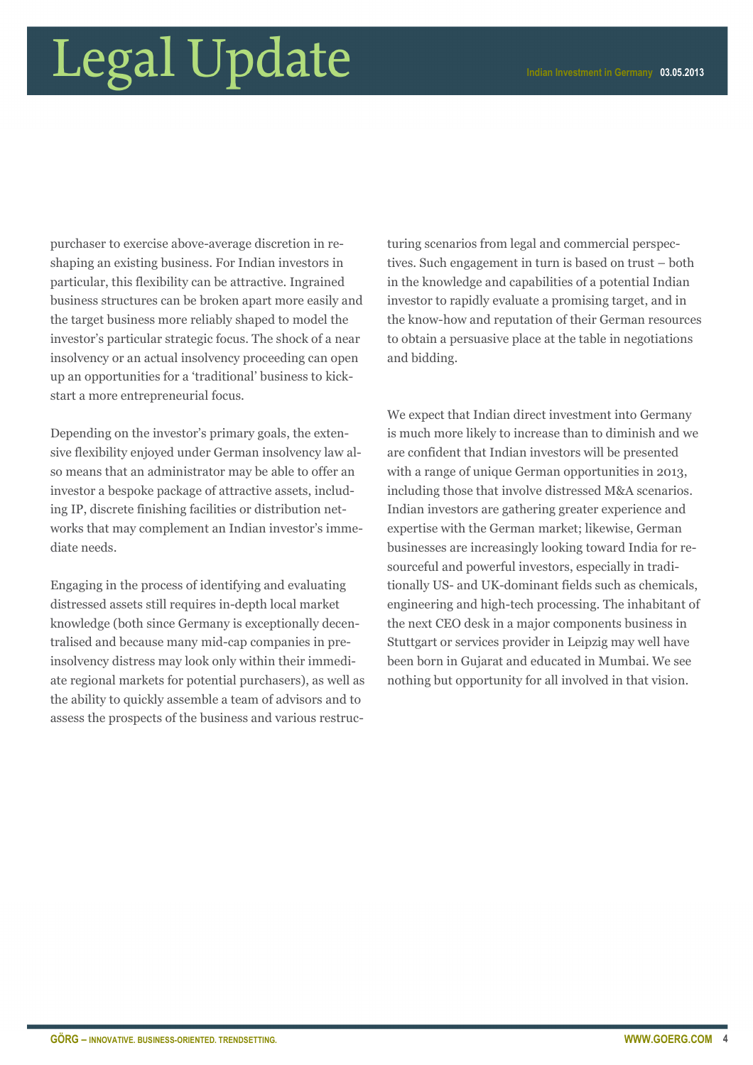purchaser to exercise above-average discretion in reshaping an existing business. For Indian investors in particular, this flexibility can be attractive. Ingrained business structures can be broken apart more easily and the target business more reliably shaped to model the investor's particular strategic focus. The shock of a near insolvency or an actual insolvency proceeding can open up an opportunities for a 'traditional' business to kick-start a more entrepreneurial focus.

Depending on the investor's primary goals, the extensive flexibility enjoyed under German insolvency law also means that an administrator may be able to offer an investor a bespoke package of attractive assets, including IP, discrete finishing facilities or distribution networks that may complement an Indian investor's immediate needs.

Engaging in the process of identifying and evaluating distressed assets still requires in-depth local market knowledge (both since Germany is exceptionally decentralised and because many mid-cap companies in pre-insolvency distress may look only within their immediate regional markets for potential purchasers), as well as the ability to quickly assemble a team of advisors and to assess the prospects of the business and various restructuring scenarios from legal and commercial perspectives. Such engagement in turn is based on trust – both in the knowledge and capabilities of a potential Indian investor to rapidly evaluate a promising target, and in the know-how and reputation of their German resources to obtain a persuasive place at the table in negotiations and bidding.

We expect that Indian direct investment into Germany is much more likely to increase than to diminish and we are confident that Indian investors will be presented with a range of unique German opportunities in 2013, including those that involve distressed M&A scenarios. Indian investors are gathering greater experience and expertise with the German market; likewise, German businesses are increasingly looking toward India for resourceful and powerful investors, especially in traditionally US- and UK-dominant fields such as chemicals, engineering and high-tech processing. The inhabitant of the next CEO desk in a major components business in Stuttgart or services provider in Leipzig may well have been born in Gujarat and educated in Mumbai. We see nothing but opportunity for all involved in that vision.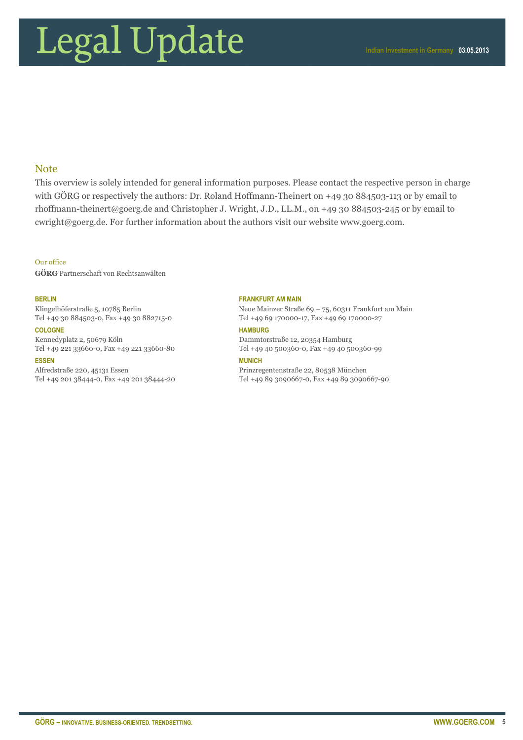## Note

This overview is solely intended for general information purposes. Please contact the respective person in charge with GÖRG or respectively the authors: Dr. Roland Hoffmann-Theinert on +49 30 884503-113 or by email to rhoffmann-theinert@goerg.de and Christopher J. Wright, J.D., LL.M., on +49 30 884503-245 or by email to cwright@goerg.de. For further information about the authors visit our website www.goerg.com.

Our office

**GÖRG** Partnerschaft von Rechtsanwälten

**BERLIN**
Klingelhöferstraße 5, 10785 Berlin
Tel +49 30 884503-0, Fax +49 30 882715-0

**COLOGNE**
Kennedyplatz 2, 50679 Köln
Tel +49 221 33660-0, Fax +49 221 33660-80

**ESSEN**
Alfredstraße 220, 45131 Essen
Tel +49 201 38444-0, Fax +49 201 38444-20

**FRANKFURT AM MAIN**
Neue Mainzer Straße 69 – 75, 60311 Frankfurt am Main
Tel +49 69 170000-17, Fax +49 69 170000-27

**HAMBURG**
Dammtorstraße 12, 20354 Hamburg
Tel +49 40 500360-0, Fax +49 40 500360-99

**MUNICH**
Prinzregentenstraße 22, 80538 München
Tel +49 89 3090667-0, Fax +49 89 3090667-90